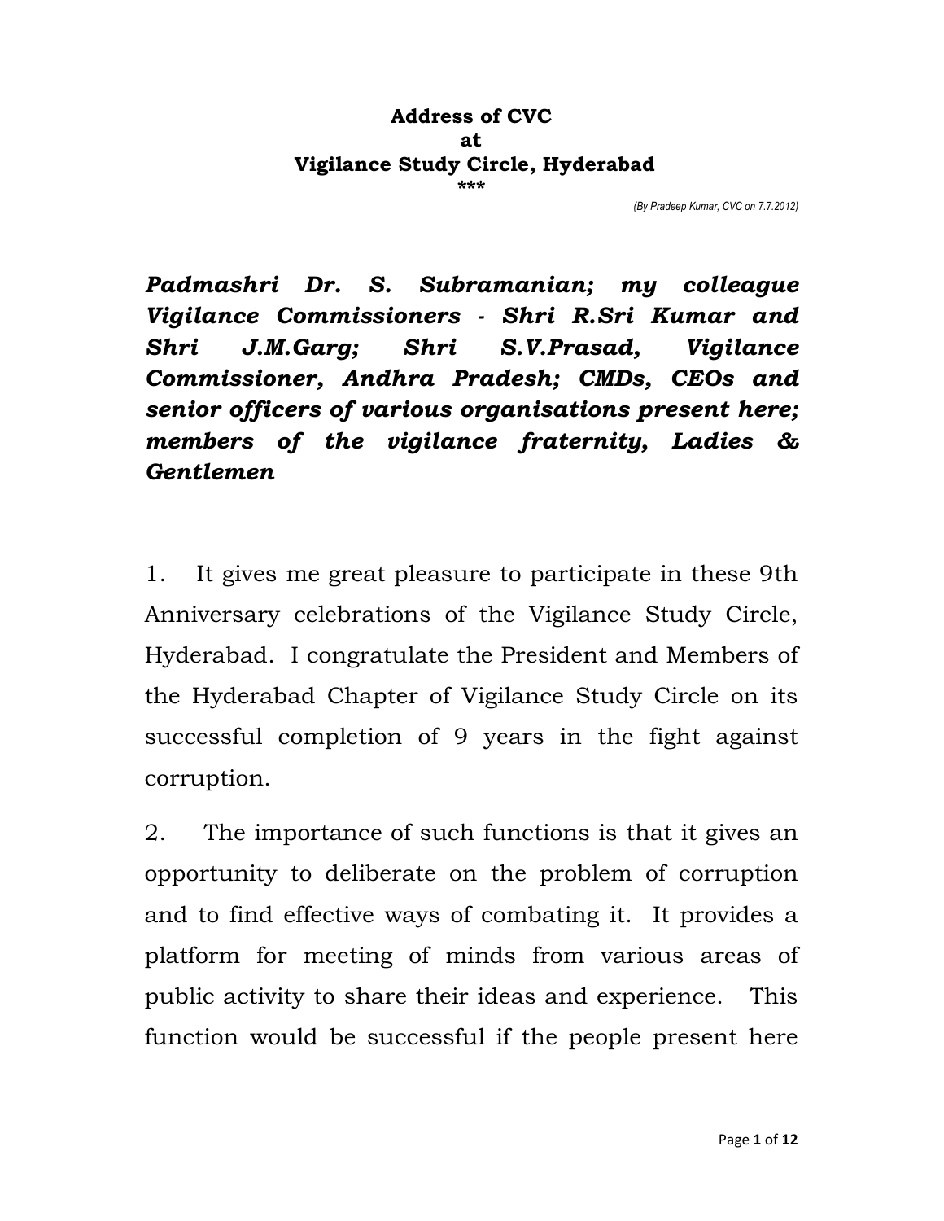**Address of CVC**
**at**
**Vigilance Study Circle, Hyderabad**
**\*\*\***

*(By Pradeep Kumar, CVC on 7.7.2012)*

***Padmashri Dr. S. Subramanian; my colleague Vigilance Commissioners - Shri R.Sri Kumar and Shri J.M.Garg; Shri S.V.Prasad, Vigilance Commissioner, Andhra Pradesh; CMDs, CEOs and senior officers of various organisations present here; members of the vigilance fraternity, Ladies & Gentlemen***

1. It gives me great pleasure to participate in these 9th Anniversary celebrations of the Vigilance Study Circle, Hyderabad. I congratulate the President and Members of the Hyderabad Chapter of Vigilance Study Circle on its successful completion of 9 years in the fight against corruption.

2. The importance of such functions is that it gives an opportunity to deliberate on the problem of corruption and to find effective ways of combating it. It provides a platform for meeting of minds from various areas of public activity to share their ideas and experience. This function would be successful if the people present here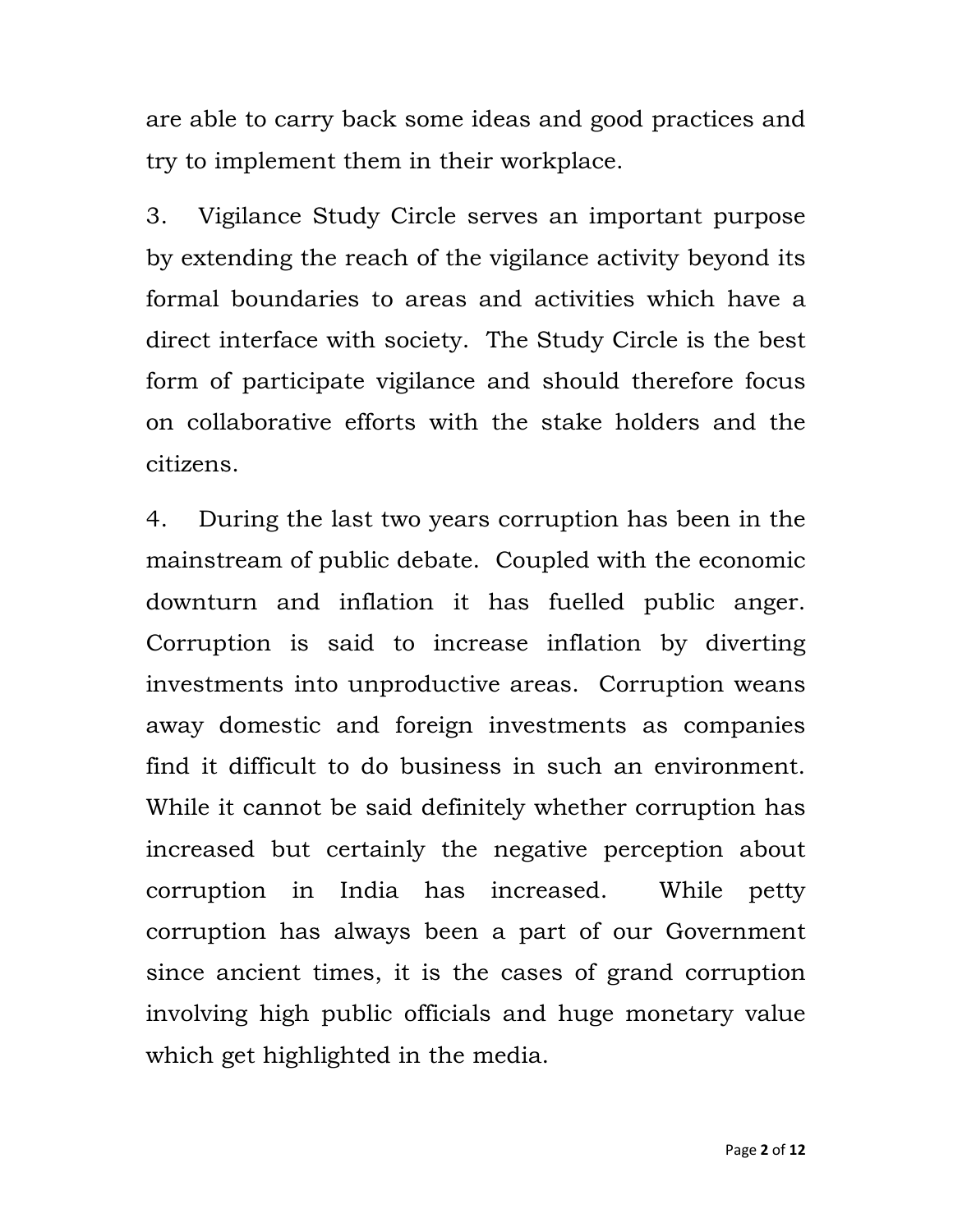are able to carry back some ideas and good practices and try to implement them in their workplace.

3. Vigilance Study Circle serves an important purpose by extending the reach of the vigilance activity beyond its formal boundaries to areas and activities which have a direct interface with society. The Study Circle is the best form of participate vigilance and should therefore focus on collaborative efforts with the stake holders and the citizens.

4. During the last two years corruption has been in the mainstream of public debate. Coupled with the economic downturn and inflation it has fuelled public anger. Corruption is said to increase inflation by diverting investments into unproductive areas. Corruption weans away domestic and foreign investments as companies find it difficult to do business in such an environment. While it cannot be said definitely whether corruption has increased but certainly the negative perception about corruption in India has increased. While petty corruption has always been a part of our Government since ancient times, it is the cases of grand corruption involving high public officials and huge monetary value which get highlighted in the media.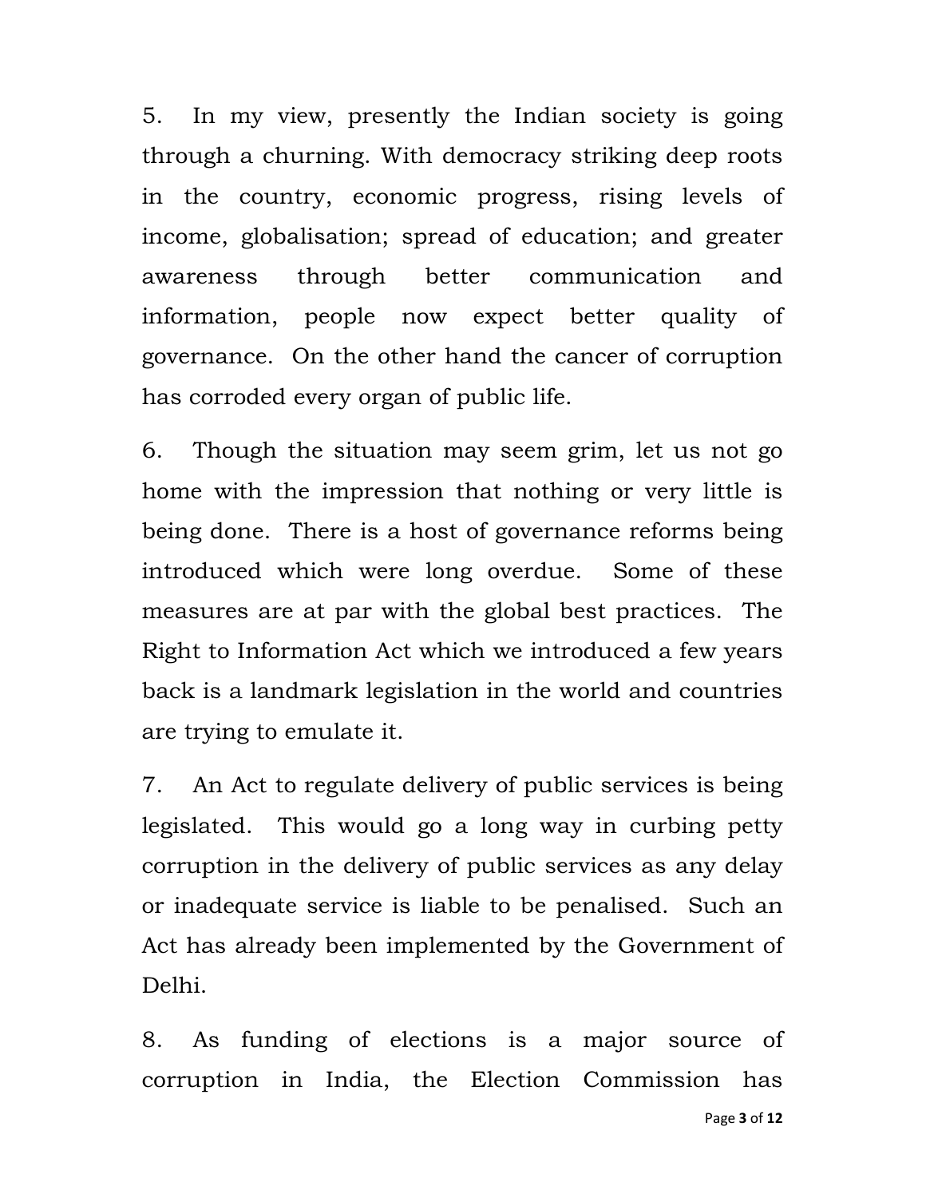5. In my view, presently the Indian society is going through a churning. With democracy striking deep roots in the country, economic progress, rising levels of income, globalisation; spread of education; and greater awareness through better communication and information, people now expect better quality of governance. On the other hand the cancer of corruption has corroded every organ of public life.

6. Though the situation may seem grim, let us not go home with the impression that nothing or very little is being done. There is a host of governance reforms being introduced which were long overdue. Some of these measures are at par with the global best practices. The Right to Information Act which we introduced a few years back is a landmark legislation in the world and countries are trying to emulate it.

7. An Act to regulate delivery of public services is being legislated. This would go a long way in curbing petty corruption in the delivery of public services as any delay or inadequate service is liable to be penalised. Such an Act has already been implemented by the Government of Delhi.

8. As funding of elections is a major source of corruption in India, the Election Commission has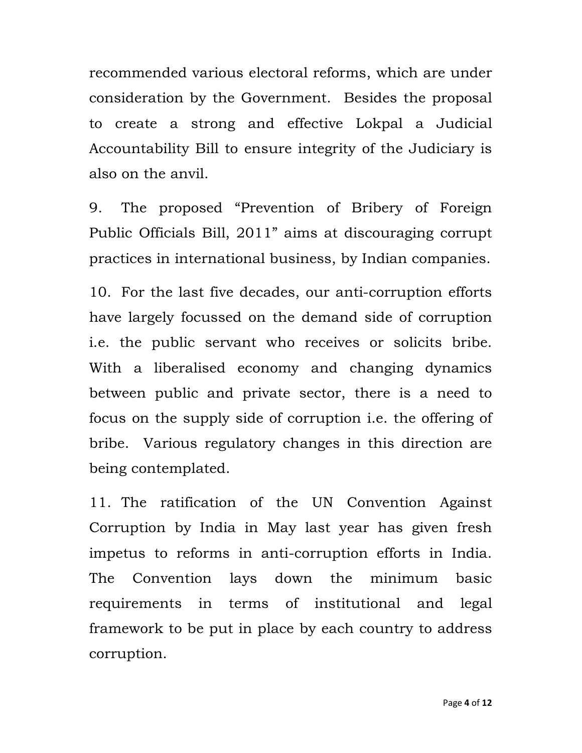recommended various electoral reforms, which are under consideration by the Government. Besides the proposal to create a strong and effective Lokpal a Judicial Accountability Bill to ensure integrity of the Judiciary is also on the anvil.

9. The proposed "Prevention of Bribery of Foreign Public Officials Bill, 2011" aims at discouraging corrupt practices in international business, by Indian companies.

10. For the last five decades, our anti-corruption efforts have largely focussed on the demand side of corruption i.e. the public servant who receives or solicits bribe. With a liberalised economy and changing dynamics between public and private sector, there is a need to focus on the supply side of corruption i.e. the offering of bribe. Various regulatory changes in this direction are being contemplated.

11. The ratification of the UN Convention Against Corruption by India in May last year has given fresh impetus to reforms in anti-corruption efforts in India. The Convention lays down the minimum basic requirements in terms of institutional and legal framework to be put in place by each country to address corruption.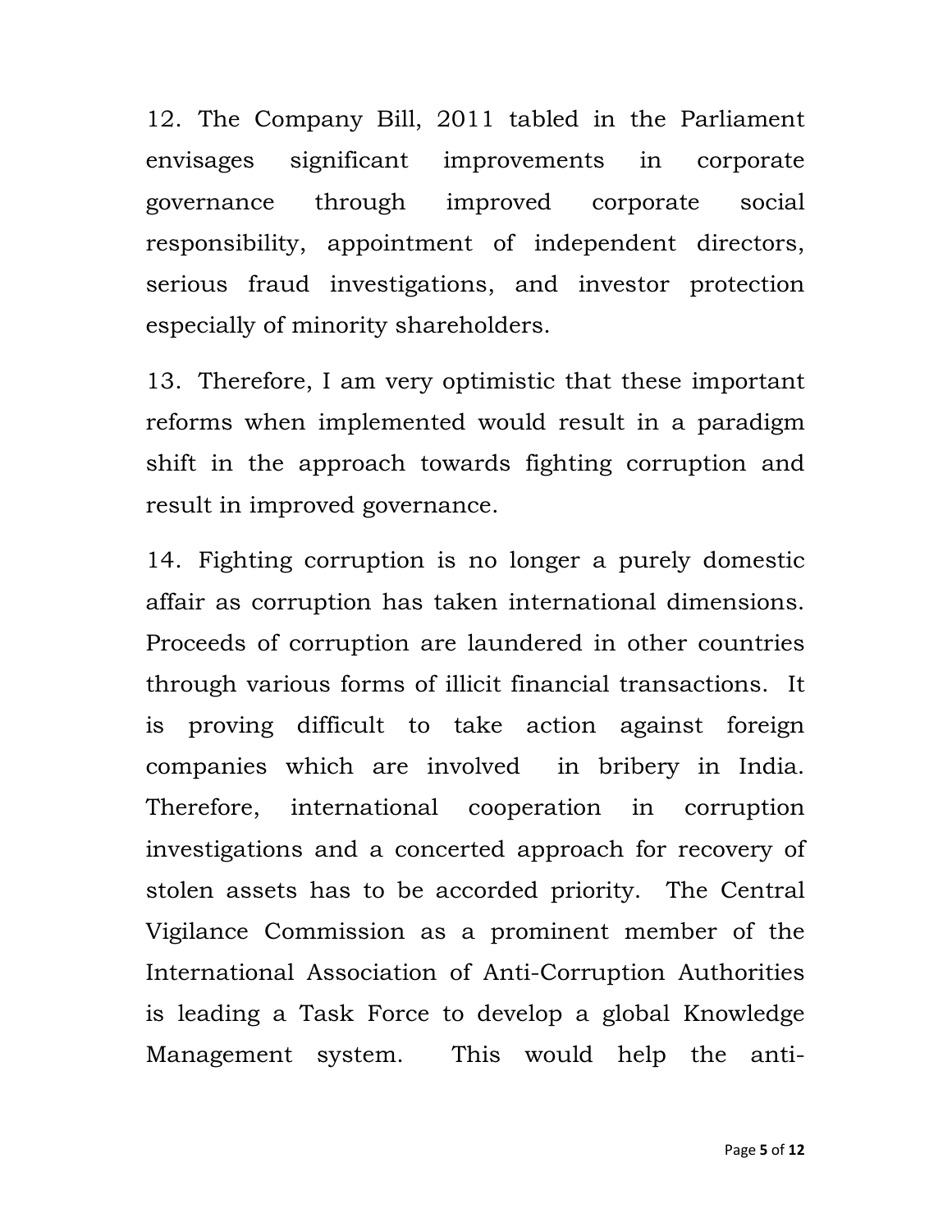12. The Company Bill, 2011 tabled in the Parliament envisages significant improvements in corporate governance through improved corporate social responsibility, appointment of independent directors, serious fraud investigations, and investor protection especially of minority shareholders.

13. Therefore, I am very optimistic that these important reforms when implemented would result in a paradigm shift in the approach towards fighting corruption and result in improved governance.

14. Fighting corruption is no longer a purely domestic affair as corruption has taken international dimensions. Proceeds of corruption are laundered in other countries through various forms of illicit financial transactions. It is proving difficult to take action against foreign companies which are involved in bribery in India. Therefore, international cooperation in corruption investigations and a concerted approach for recovery of stolen assets has to be accorded priority. The Central Vigilance Commission as a prominent member of the International Association of Anti-Corruption Authorities is leading a Task Force to develop a global Knowledge Management system. This would help the anti-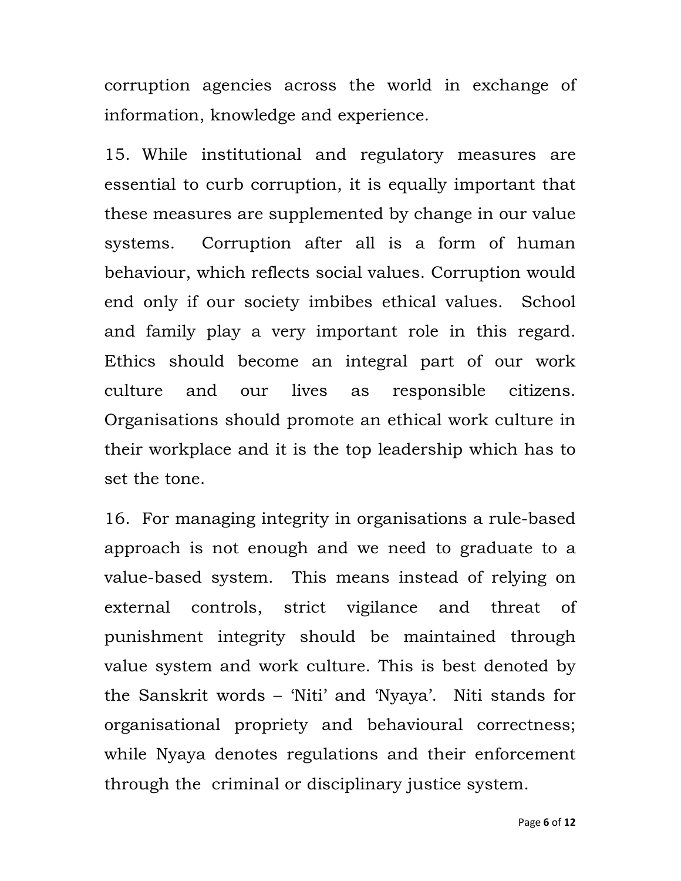corruption agencies across the world in exchange of information, knowledge and experience.

15. While institutional and regulatory measures are essential to curb corruption, it is equally important that these measures are supplemented by change in our value systems. Corruption after all is a form of human behaviour, which reflects social values. Corruption would end only if our society imbibes ethical values. School and family play a very important role in this regard. Ethics should become an integral part of our work culture and our lives as responsible citizens. Organisations should promote an ethical work culture in their workplace and it is the top leadership which has to set the tone.

16. For managing integrity in organisations a rule-based approach is not enough and we need to graduate to a value-based system. This means instead of relying on external controls, strict vigilance and threat of punishment integrity should be maintained through value system and work culture. This is best denoted by the Sanskrit words – 'Niti' and 'Nyaya'. Niti stands for organisational propriety and behavioural correctness; while Nyaya denotes regulations and their enforcement through the criminal or disciplinary justice system.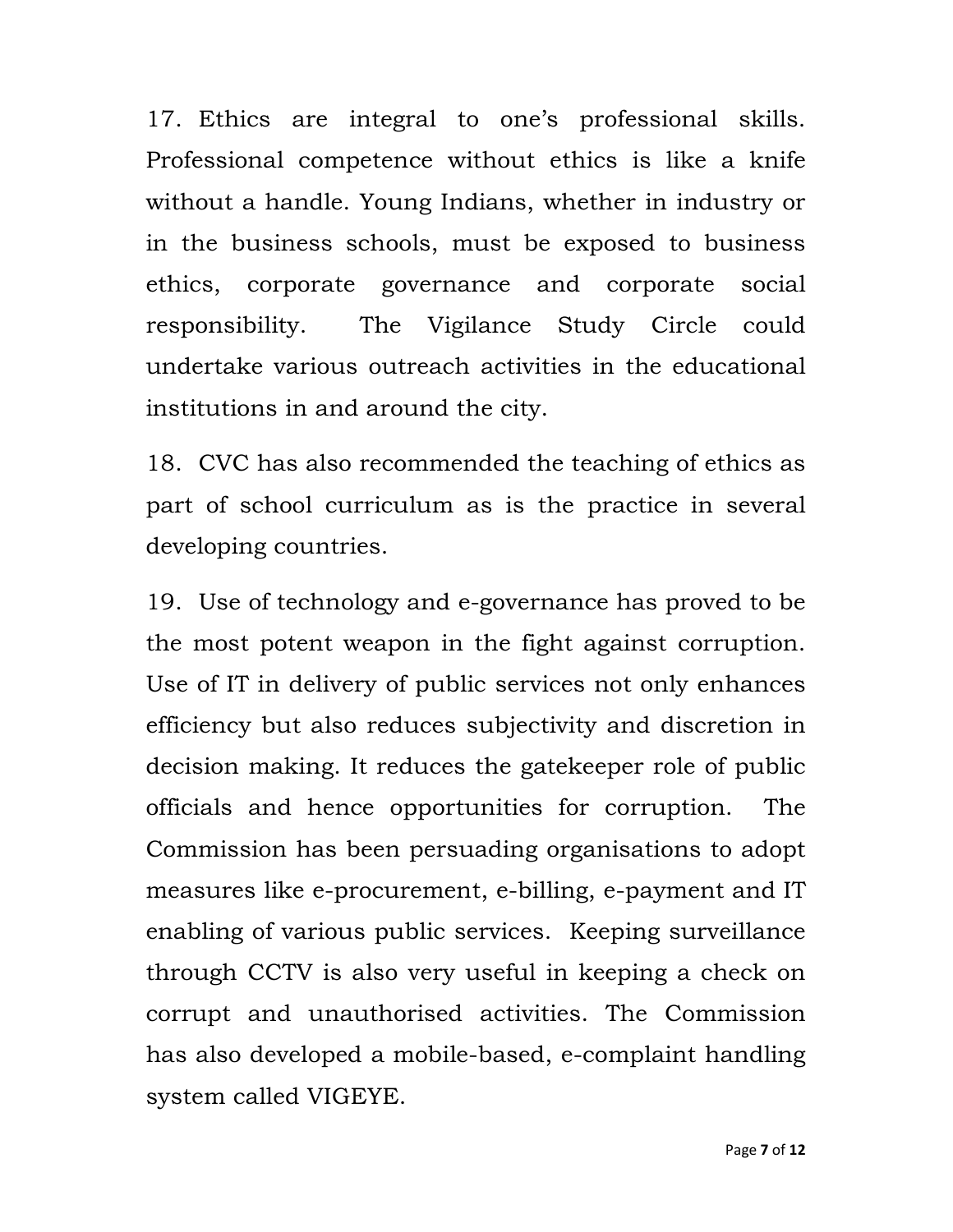17. Ethics are integral to one's professional skills. Professional competence without ethics is like a knife without a handle. Young Indians, whether in industry or in the business schools, must be exposed to business ethics, corporate governance and corporate social responsibility. The Vigilance Study Circle could undertake various outreach activities in the educational institutions in and around the city.

18. CVC has also recommended the teaching of ethics as part of school curriculum as is the practice in several developing countries.

19. Use of technology and e-governance has proved to be the most potent weapon in the fight against corruption. Use of IT in delivery of public services not only enhances efficiency but also reduces subjectivity and discretion in decision making. It reduces the gatekeeper role of public officials and hence opportunities for corruption. The Commission has been persuading organisations to adopt measures like e-procurement, e-billing, e-payment and IT enabling of various public services. Keeping surveillance through CCTV is also very useful in keeping a check on corrupt and unauthorised activities. The Commission has also developed a mobile-based, e-complaint handling system called VIGEYE.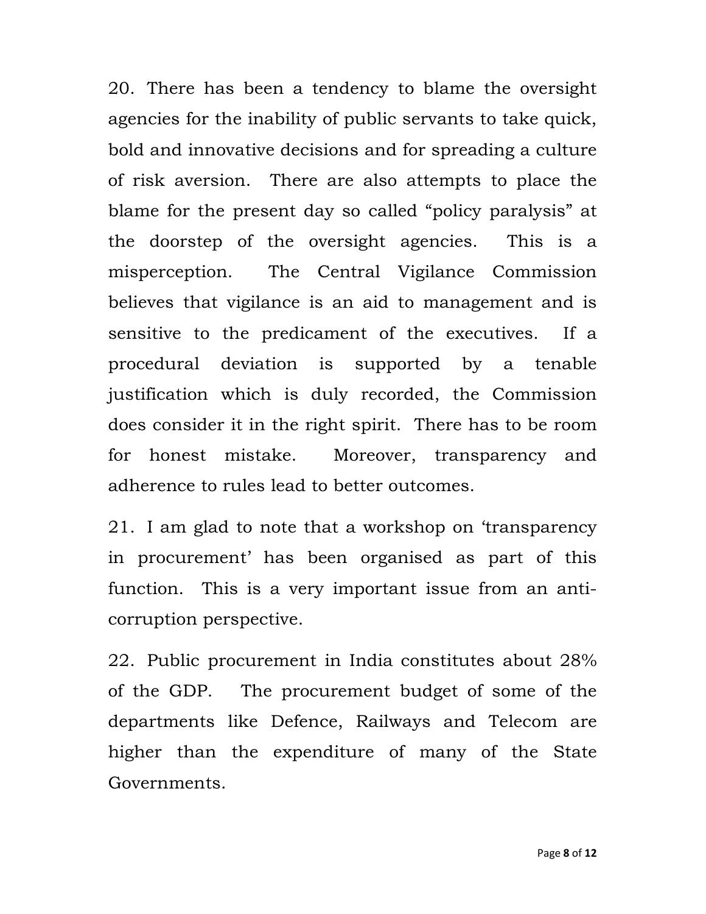20. There has been a tendency to blame the oversight agencies for the inability of public servants to take quick, bold and innovative decisions and for spreading a culture of risk aversion. There are also attempts to place the blame for the present day so called "policy paralysis" at the doorstep of the oversight agencies. This is a misperception. The Central Vigilance Commission believes that vigilance is an aid to management and is sensitive to the predicament of the executives. If a procedural deviation is supported by a tenable justification which is duly recorded, the Commission does consider it in the right spirit. There has to be room for honest mistake. Moreover, transparency and adherence to rules lead to better outcomes.

21. I am glad to note that a workshop on 'transparency in procurement' has been organised as part of this function. This is a very important issue from an anti-corruption perspective.

22. Public procurement in India constitutes about 28% of the GDP. The procurement budget of some of the departments like Defence, Railways and Telecom are higher than the expenditure of many of the State Governments.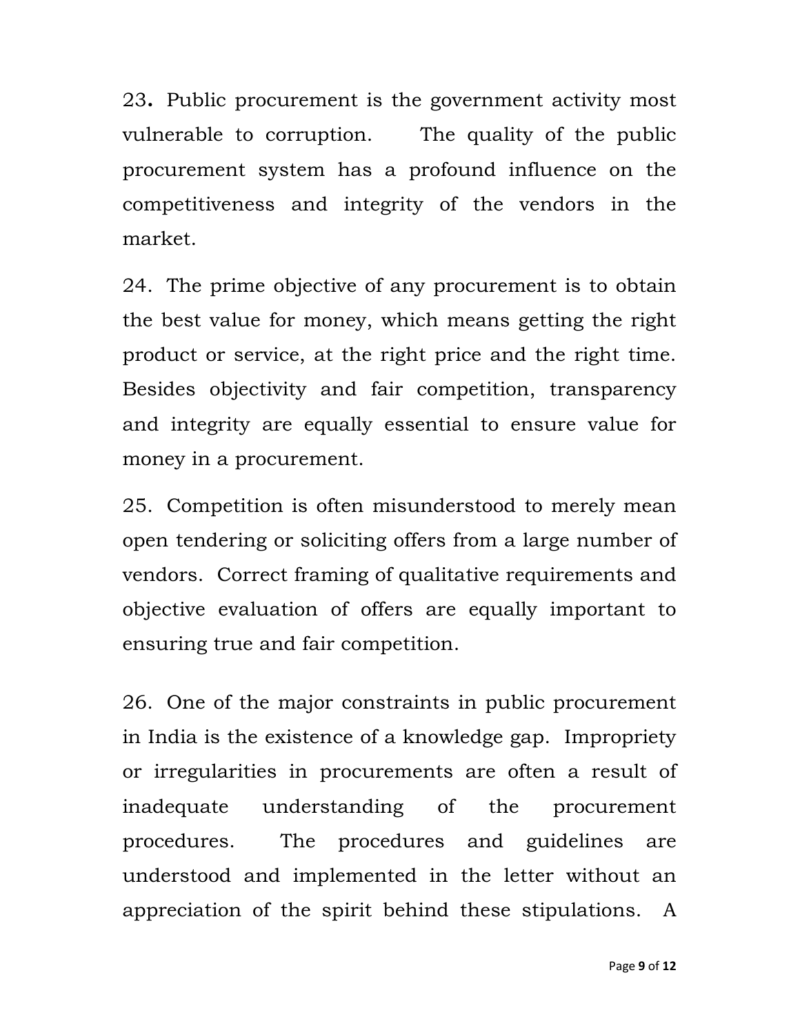23**.** Public procurement is the government activity most vulnerable to corruption. The quality of the public procurement system has a profound influence on the competitiveness and integrity of the vendors in the market.

24. The prime objective of any procurement is to obtain the best value for money, which means getting the right product or service, at the right price and the right time. Besides objectivity and fair competition, transparency and integrity are equally essential to ensure value for money in a procurement.

25. Competition is often misunderstood to merely mean open tendering or soliciting offers from a large number of vendors. Correct framing of qualitative requirements and objective evaluation of offers are equally important to ensuring true and fair competition.

26. One of the major constraints in public procurement in India is the existence of a knowledge gap. Impropriety or irregularities in procurements are often a result of inadequate understanding of the procurement procedures. The procedures and guidelines are understood and implemented in the letter without an appreciation of the spirit behind these stipulations. A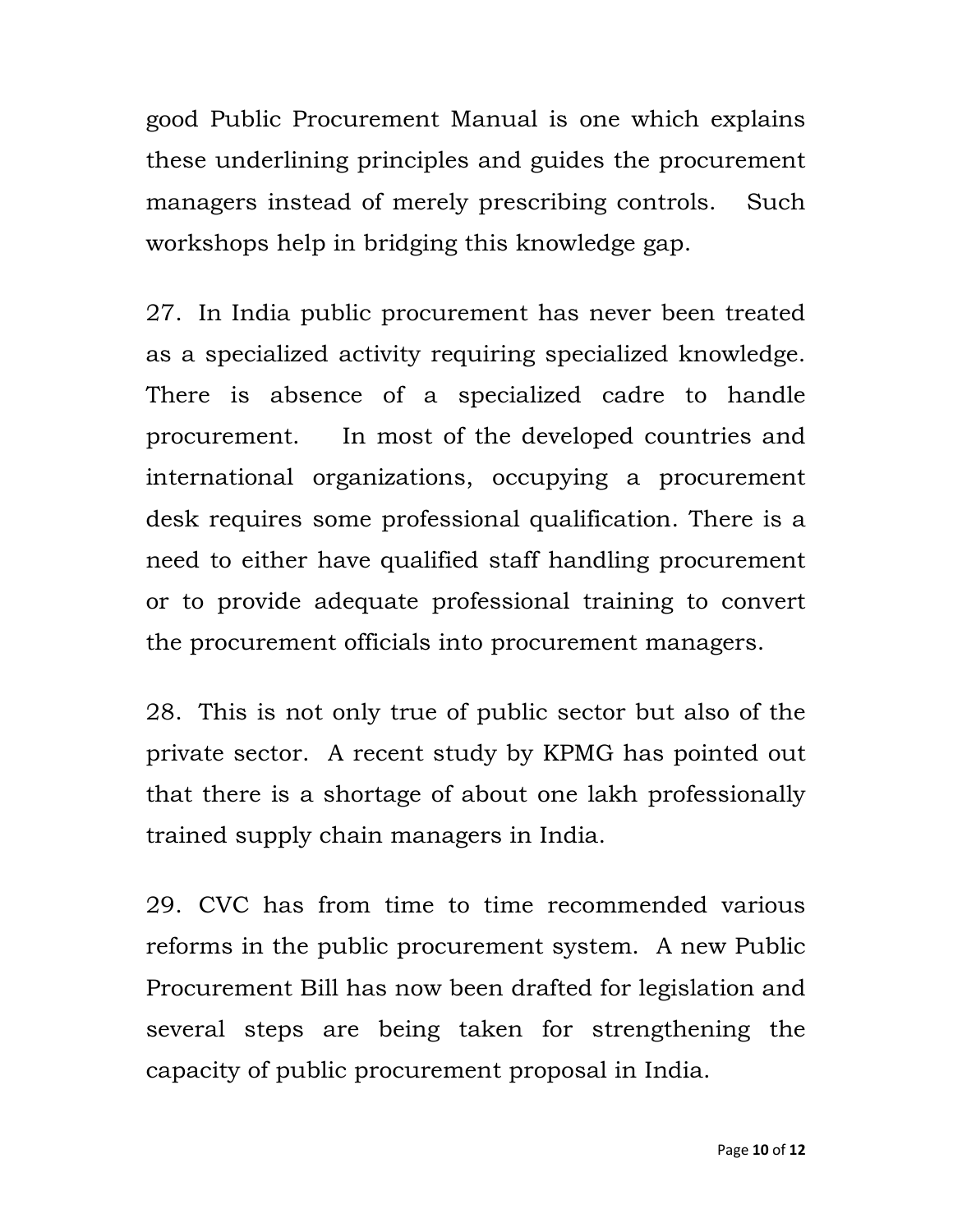good Public Procurement Manual is one which explains these underlining principles and guides the procurement managers instead of merely prescribing controls. Such workshops help in bridging this knowledge gap.

27. In India public procurement has never been treated as a specialized activity requiring specialized knowledge. There is absence of a specialized cadre to handle procurement. In most of the developed countries and international organizations, occupying a procurement desk requires some professional qualification. There is a need to either have qualified staff handling procurement or to provide adequate professional training to convert the procurement officials into procurement managers.

28. This is not only true of public sector but also of the private sector. A recent study by KPMG has pointed out that there is a shortage of about one lakh professionally trained supply chain managers in India.

29. CVC has from time to time recommended various reforms in the public procurement system. A new Public Procurement Bill has now been drafted for legislation and several steps are being taken for strengthening the capacity of public procurement proposal in India.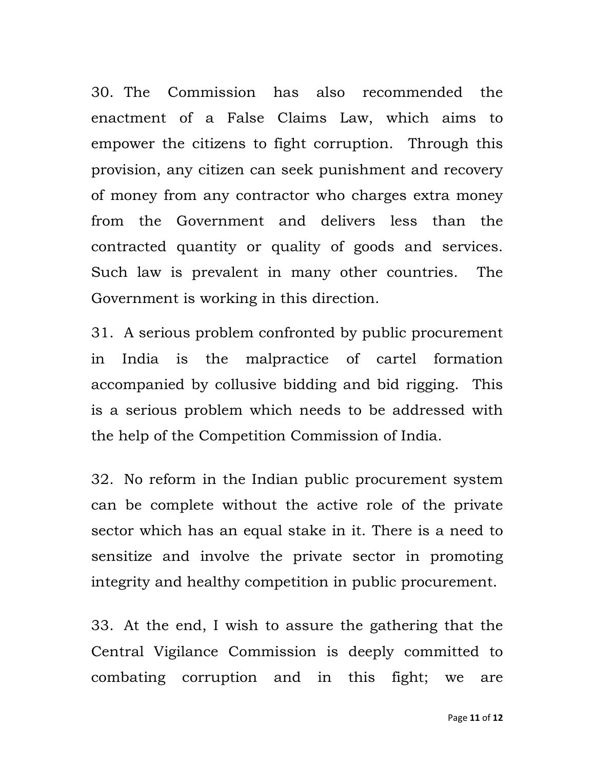30. The Commission has also recommended the enactment of a False Claims Law, which aims to empower the citizens to fight corruption. Through this provision, any citizen can seek punishment and recovery of money from any contractor who charges extra money from the Government and delivers less than the contracted quantity or quality of goods and services. Such law is prevalent in many other countries. The Government is working in this direction.

31. A serious problem confronted by public procurement in India is the malpractice of cartel formation accompanied by collusive bidding and bid rigging. This is a serious problem which needs to be addressed with the help of the Competition Commission of India.

32. No reform in the Indian public procurement system can be complete without the active role of the private sector which has an equal stake in it. There is a need to sensitize and involve the private sector in promoting integrity and healthy competition in public procurement.

33. At the end, I wish to assure the gathering that the Central Vigilance Commission is deeply committed to combating corruption and in this fight; we are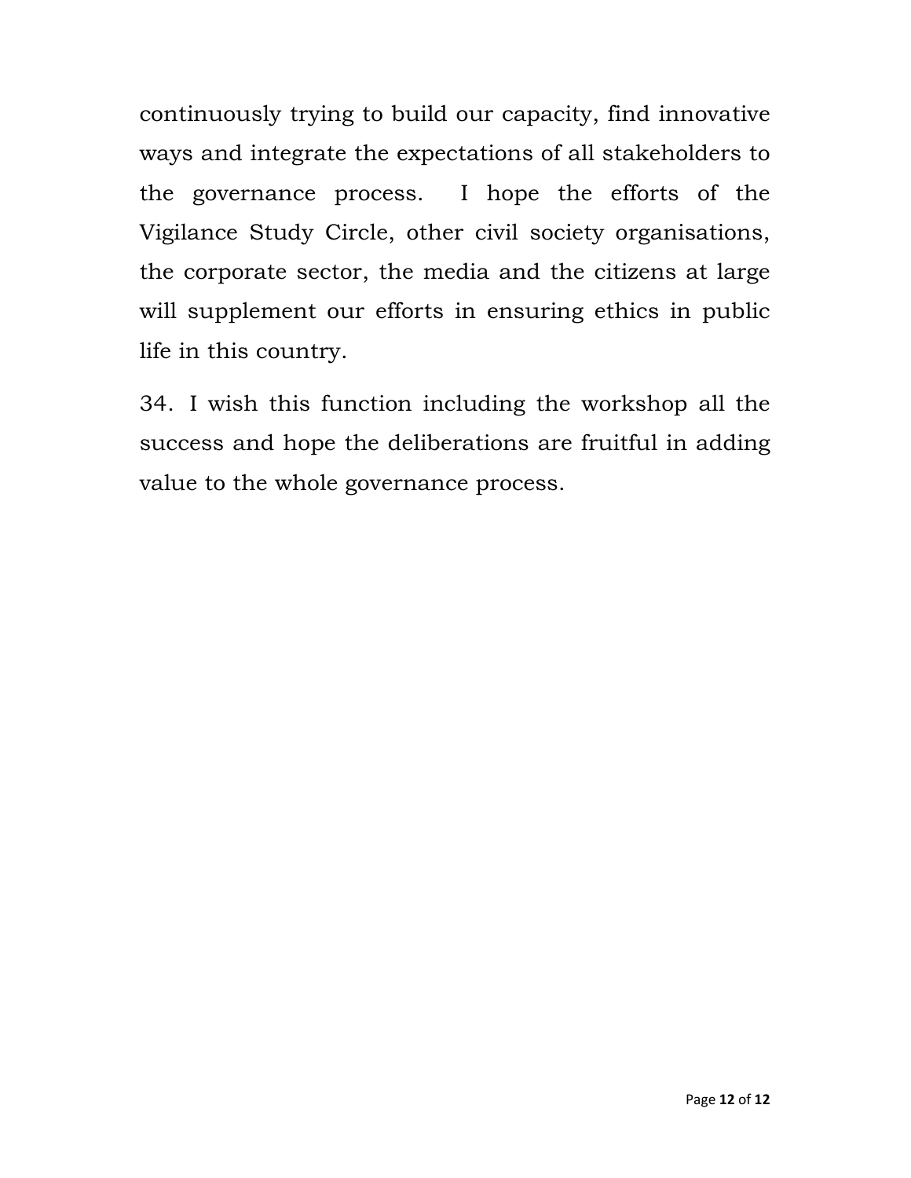continuously trying to build our capacity, find innovative ways and integrate the expectations of all stakeholders to the governance process. I hope the efforts of the Vigilance Study Circle, other civil society organisations, the corporate sector, the media and the citizens at large will supplement our efforts in ensuring ethics in public life in this country.

34. I wish this function including the workshop all the success and hope the deliberations are fruitful in adding value to the whole governance process.